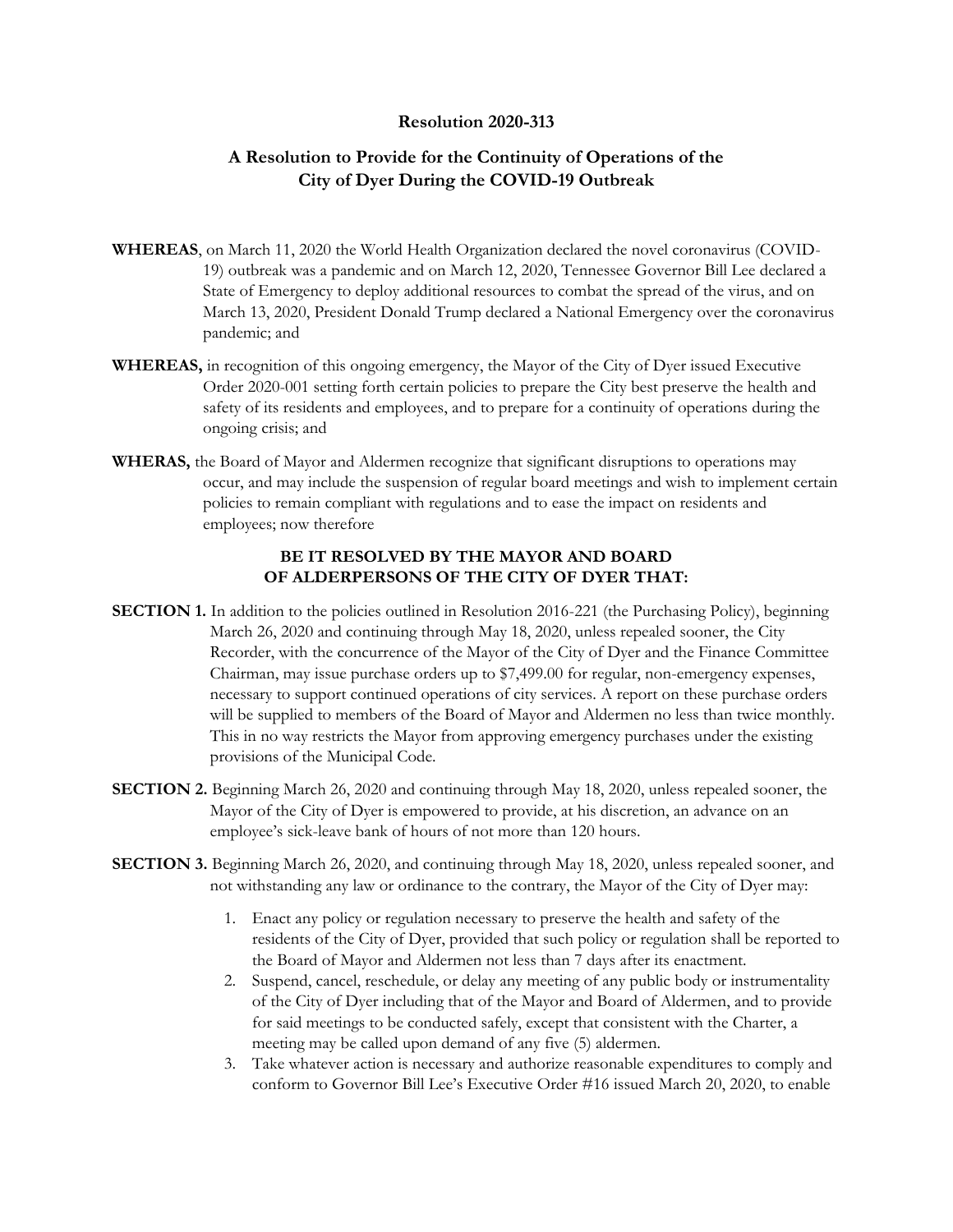# Resolution 2020-313

## A Resolution to Provide for the Continuity of Operations of the City of Dyer During the COVID-19 Outbreak

**WHEREAS**, on March 11, 2020 the World Health Organization declared the novel coronavirus (COVID-19) outbreak was a pandemic and on March 12, 2020, Tennessee Governor Bill Lee declared a State of Emergency to deploy additional resources to combat the spread of the virus, and on March 13, 2020, President Donald Trump declared a National Emergency over the coronavirus pandemic; and

**WHEREAS,** in recognition of this ongoing emergency, the Mayor of the City of Dyer issued Executive Order 2020-001 setting forth certain policies to prepare the City best preserve the health and safety of its residents and employees, and to prepare for a continuity of operations during the ongoing crisis; and

**WHERAS,** the Board of Mayor and Aldermen recognize that significant disruptions to operations may occur, and may include the suspension of regular board meetings and wish to implement certain policies to remain compliant with regulations and to ease the impact on residents and employees; now therefore

**BE IT RESOLVED BY THE MAYOR AND BOARD OF ALDERPERSONS OF THE CITY OF DYER THAT:**

**SECTION 1.** In addition to the policies outlined in Resolution 2016-221 (the Purchasing Policy), beginning March 26, 2020 and continuing through May 18, 2020, unless repealed sooner, the City Recorder, with the concurrence of the Mayor of the City of Dyer and the Finance Committee Chairman, may issue purchase orders up to $7,499.00 for regular, non-emergency expenses, necessary to support continued operations of city services. A report on these purchase orders will be supplied to members of the Board of Mayor and Aldermen no less than twice monthly. This in no way restricts the Mayor from approving emergency purchases under the existing provisions of the Municipal Code.

**SECTION 2.** Beginning March 26, 2020 and continuing through May 18, 2020, unless repealed sooner, the Mayor of the City of Dyer is empowered to provide, at his discretion, an advance on an employee's sick-leave bank of hours of not more than 120 hours.

**SECTION 3.** Beginning March 26, 2020, and continuing through May 18, 2020, unless repealed sooner, and not withstanding any law or ordinance to the contrary, the Mayor of the City of Dyer may:

1. Enact any policy or regulation necessary to preserve the health and safety of the residents of the City of Dyer, provided that such policy or regulation shall be reported to the Board of Mayor and Aldermen not less than 7 days after its enactment.
2. Suspend, cancel, reschedule, or delay any meeting of any public body or instrumentality of the City of Dyer including that of the Mayor and Board of Aldermen, and to provide for said meetings to be conducted safely, except that consistent with the Charter, a meeting may be called upon demand of any five (5) aldermen.
3. Take whatever action is necessary and authorize reasonable expenditures to comply and conform to Governor Bill Lee's Executive Order #16 issued March 20, 2020, to enable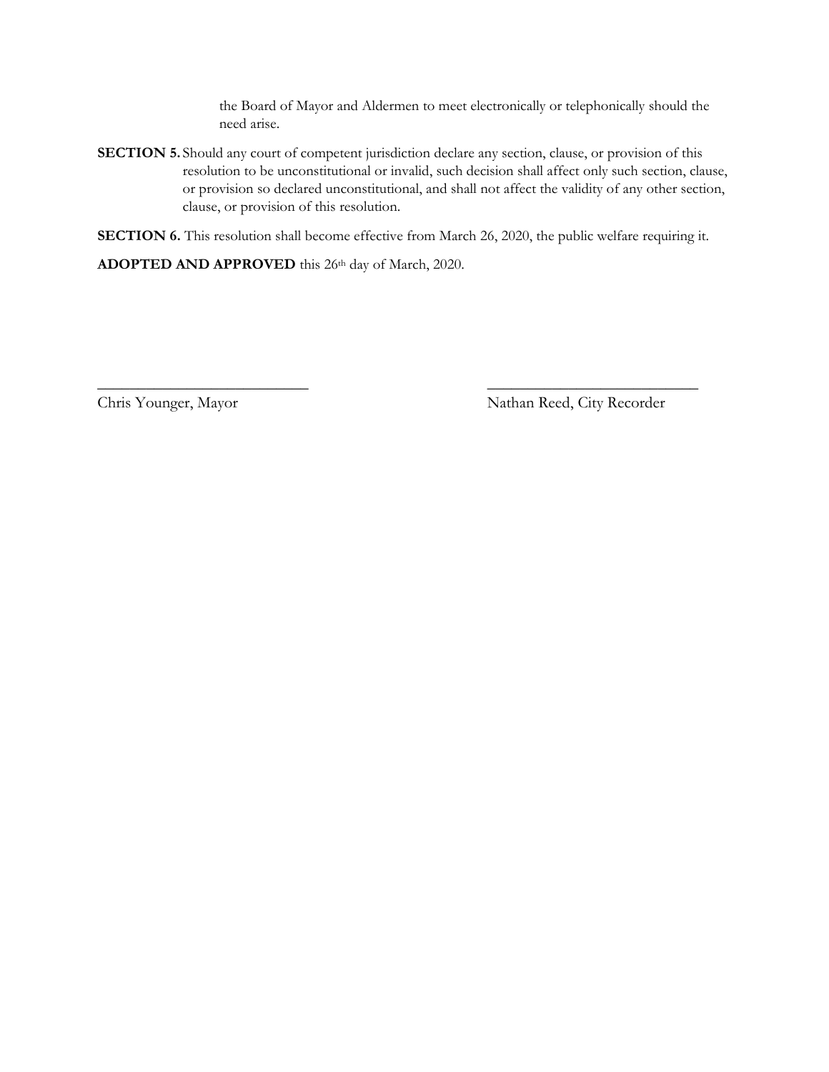the Board of Mayor and Aldermen to meet electronically or telephonically should the need arise.

**SECTION 5.** Should any court of competent jurisdiction declare any section, clause, or provision of this resolution to be unconstitutional or invalid, such decision shall affect only such section, clause, or provision so declared unconstitutional, and shall not affect the validity of any other section, clause, or provision of this resolution.

**SECTION 6.** This resolution shall become effective from March 26, 2020, the public welfare requiring it.

**ADOPTED AND APPROVED** this 26th day of March, 2020.

___________________________ ___________________________

Chris Younger, Mayor Nathan Reed, City Recorder